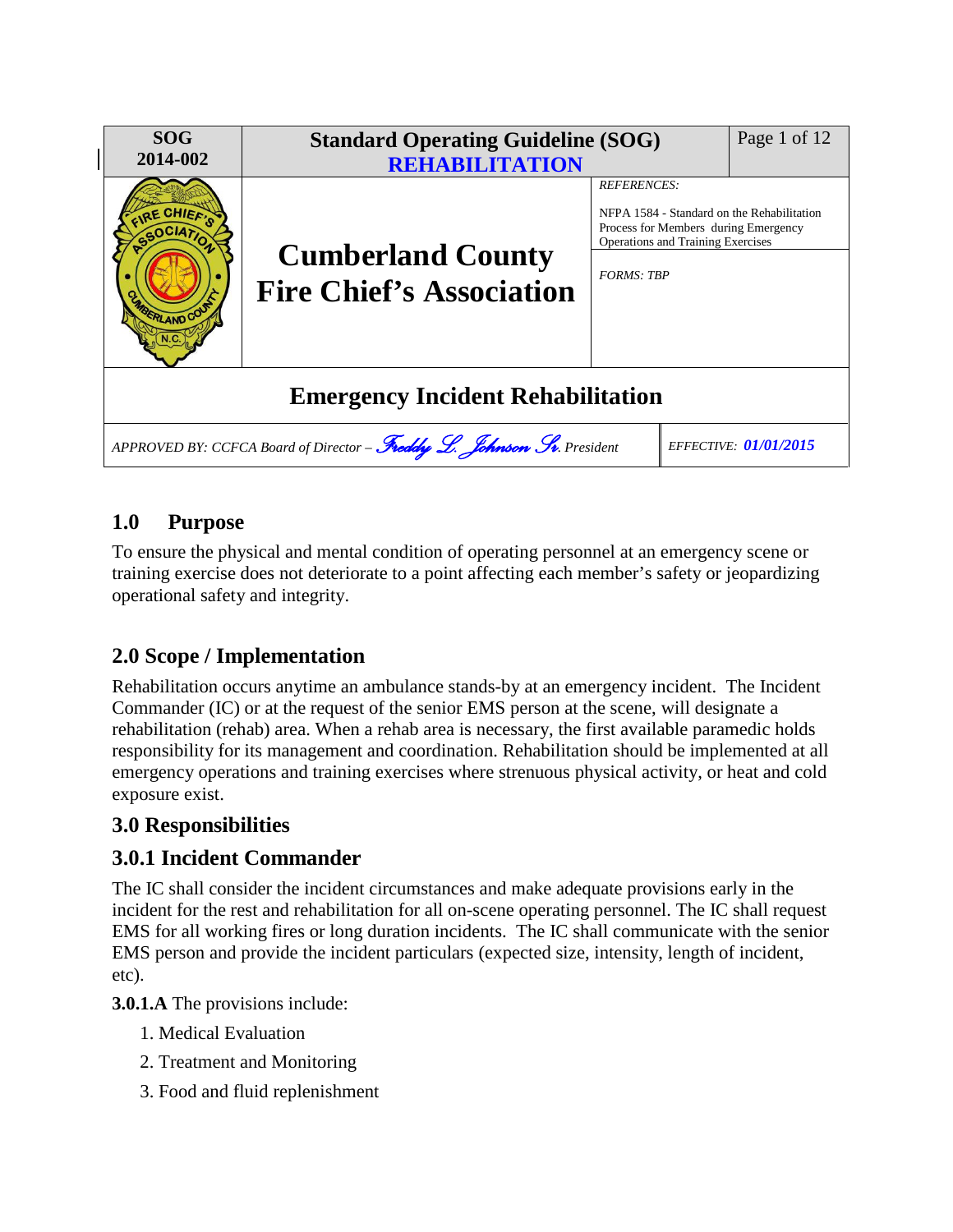| SOG 2014-002 | Standard Operating Guideline (SOG) **REHABILITATION** | |
|---|---|---|
| | **Cumberland County Fire Chief's Association** | *REFERENCES:* NFPA 1584 - Standard on the Rehabilitation Process for Members during Emergency Operations and Training Exercises |
| | | *FORMS: TBP* |

# Emergency Incident Rehabilitation

| *APPROVED BY: CCFCA Board of Director – Freddy L. Johnson Sr. President* | *EFFECTIVE: 01/01/2015* |
|---|---|

## 1.0 Purpose

To ensure the physical and mental condition of operating personnel at an emergency scene or training exercise does not deteriorate to a point affecting each member's safety or jeopardizing operational safety and integrity.

## 2.0 Scope / Implementation

Rehabilitation occurs anytime an ambulance stands-by at an emergency incident. The Incident Commander (IC) or at the request of the senior EMS person at the scene, will designate a rehabilitation (rehab) area. When a rehab area is necessary, the first available paramedic holds responsibility for its management and coordination. Rehabilitation should be implemented at all emergency operations and training exercises where strenuous physical activity, or heat and cold exposure exist.

## 3.0 Responsibilities

### 3.0.1 Incident Commander

The IC shall consider the incident circumstances and make adequate provisions early in the incident for the rest and rehabilitation for all on-scene operating personnel. The IC shall request EMS for all working fires or long duration incidents. The IC shall communicate with the senior EMS person and provide the incident particulars (expected size, intensity, length of incident, etc).

**3.0.1.A** The provisions include:

1. Medical Evaluation
2. Treatment and Monitoring
3. Food and fluid replenishment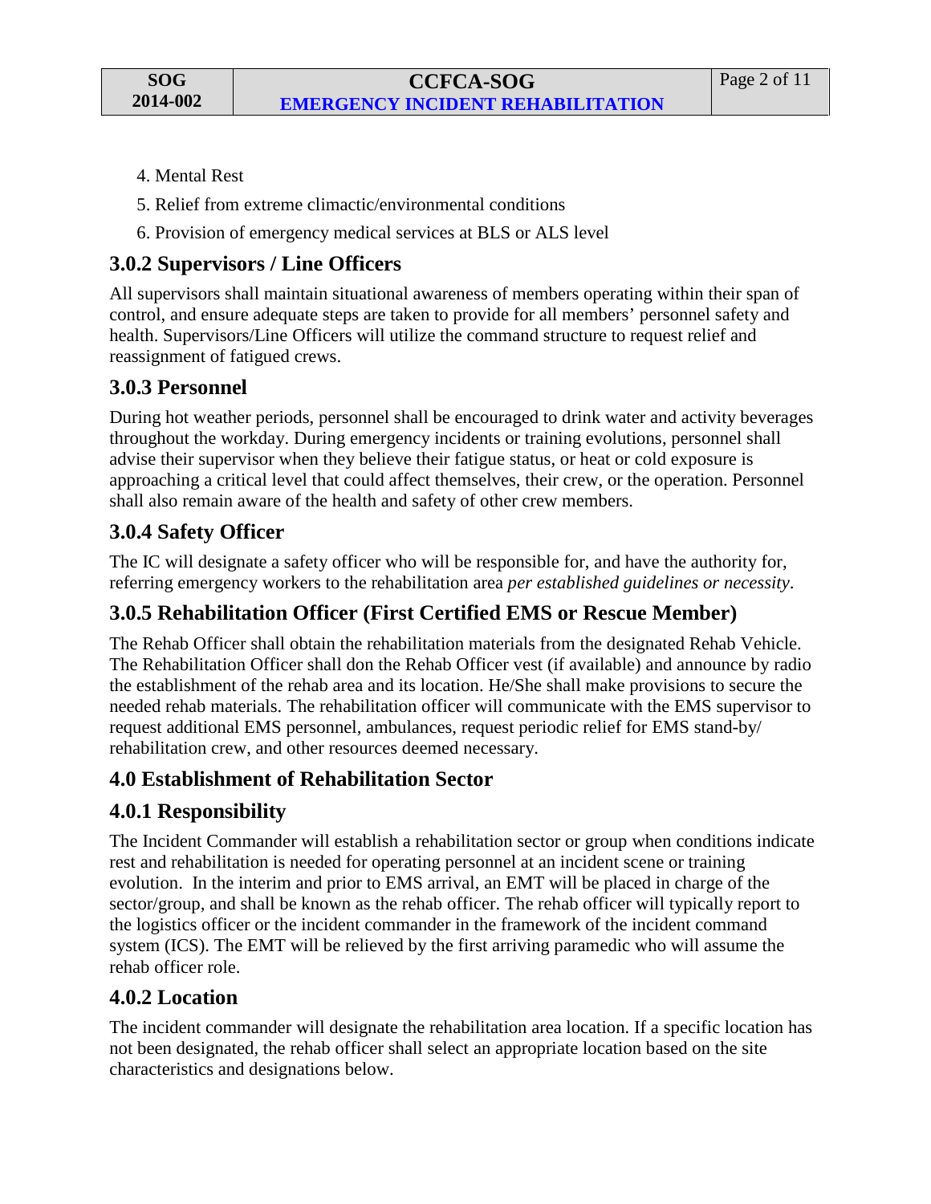4. Mental Rest
5. Relief from extreme climactic/environmental conditions
6. Provision of emergency medical services at BLS or ALS level

## 3.0.2 Supervisors / Line Officers

All supervisors shall maintain situational awareness of members operating within their span of control, and ensure adequate steps are taken to provide for all members' personnel safety and health. Supervisors/Line Officers will utilize the command structure to request relief and reassignment of fatigued crews.

## 3.0.3 Personnel

During hot weather periods, personnel shall be encouraged to drink water and activity beverages throughout the workday. During emergency incidents or training evolutions, personnel shall advise their supervisor when they believe their fatigue status, or heat or cold exposure is approaching a critical level that could affect themselves, their crew, or the operation. Personnel shall also remain aware of the health and safety of other crew members.

## 3.0.4 Safety Officer

The IC will designate a safety officer who will be responsible for, and have the authority for, referring emergency workers to the rehabilitation area *per established guidelines or necessity*.

## 3.0.5 Rehabilitation Officer (First Certified EMS or Rescue Member)

The Rehab Officer shall obtain the rehabilitation materials from the designated Rehab Vehicle. The Rehabilitation Officer shall don the Rehab Officer vest (if available) and announce by radio the establishment of the rehab area and its location. He/She shall make provisions to secure the needed rehab materials. The rehabilitation officer will communicate with the EMS supervisor to request additional EMS personnel, ambulances, request periodic relief for EMS stand-by/ rehabilitation crew, and other resources deemed necessary.

## 4.0 Establishment of Rehabilitation Sector

## 4.0.1 Responsibility

The Incident Commander will establish a rehabilitation sector or group when conditions indicate rest and rehabilitation is needed for operating personnel at an incident scene or training evolution. In the interim and prior to EMS arrival, an EMT will be placed in charge of the sector/group, and shall be known as the rehab officer. The rehab officer will typically report to the logistics officer or the incident commander in the framework of the incident command system (ICS). The EMT will be relieved by the first arriving paramedic who will assume the rehab officer role.

## 4.0.2 Location

The incident commander will designate the rehabilitation area location. If a specific location has not been designated, the rehab officer shall select an appropriate location based on the site characteristics and designations below.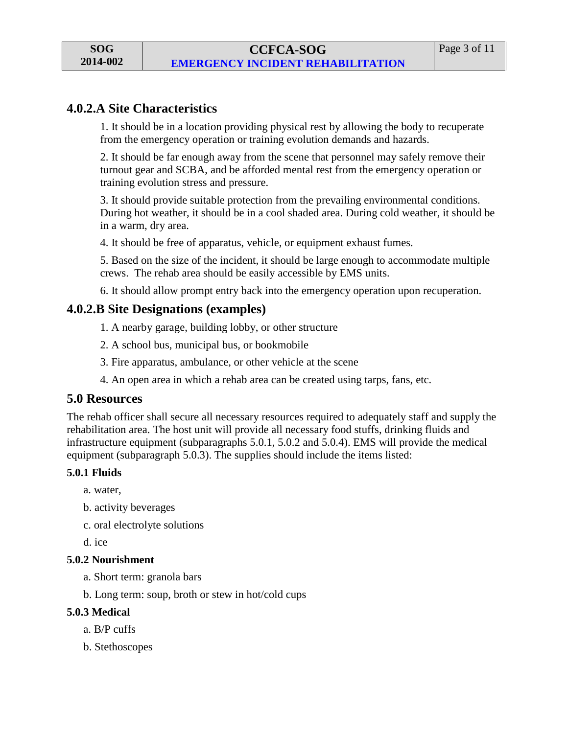### 4.0.2.A Site Characteristics

1. It should be in a location providing physical rest by allowing the body to recuperate from the emergency operation or training evolution demands and hazards.

2. It should be far enough away from the scene that personnel may safely remove their turnout gear and SCBA, and be afforded mental rest from the emergency operation or training evolution stress and pressure.

3. It should provide suitable protection from the prevailing environmental conditions. During hot weather, it should be in a cool shaded area. During cold weather, it should be in a warm, dry area.

4. It should be free of apparatus, vehicle, or equipment exhaust fumes.

5. Based on the size of the incident, it should be large enough to accommodate multiple crews. The rehab area should be easily accessible by EMS units.

6. It should allow prompt entry back into the emergency operation upon recuperation.

### 4.0.2.B Site Designations (examples)

1. A nearby garage, building lobby, or other structure

2. A school bus, municipal bus, or bookmobile

3. Fire apparatus, ambulance, or other vehicle at the scene

4. An open area in which a rehab area can be created using tarps, fans, etc.

## 5.0 Resources

The rehab officer shall secure all necessary resources required to adequately staff and supply the rehabilitation area. The host unit will provide all necessary food stuffs, drinking fluids and infrastructure equipment (subparagraphs 5.0.1, 5.0.2 and 5.0.4). EMS will provide the medical equipment (subparagraph 5.0.3). The supplies should include the items listed:

#### 5.0.1 Fluids

a. water,

b. activity beverages

c. oral electrolyte solutions

d. ice

#### 5.0.2 Nourishment

a. Short term: granola bars

b. Long term: soup, broth or stew in hot/cold cups

#### 5.0.3 Medical

a. B/P cuffs

b. Stethoscopes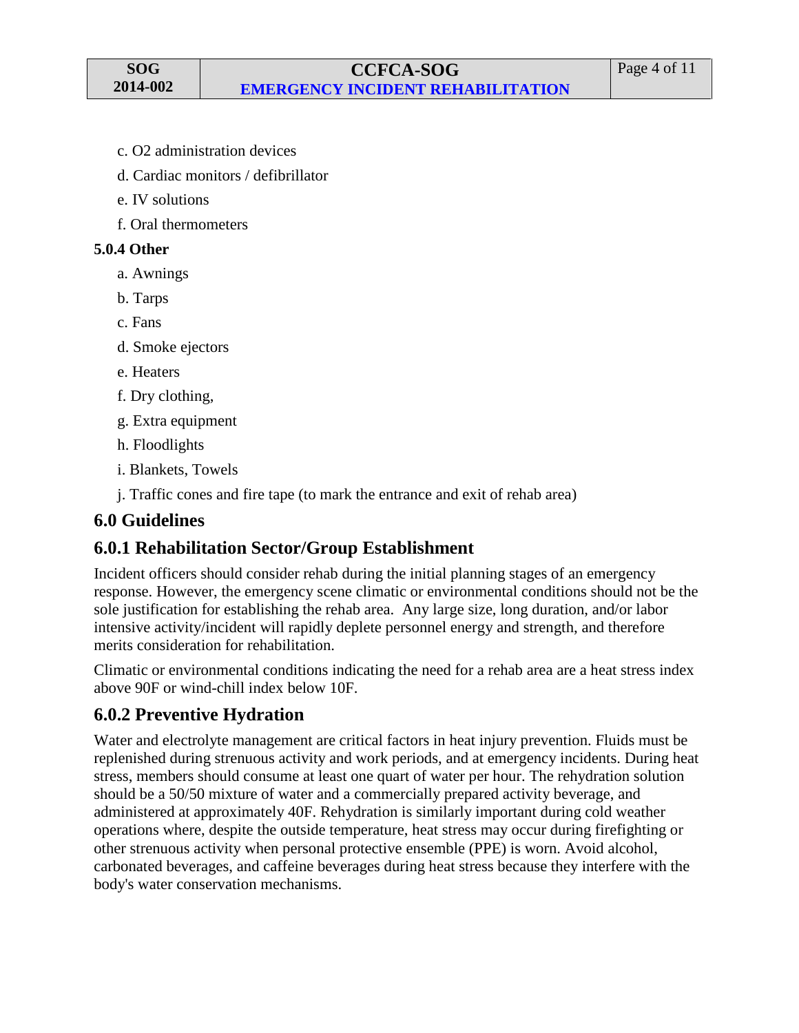c. O2 administration devices

d. Cardiac monitors / defibrillator

e. IV solutions

f. Oral thermometers

**5.0.4 Other**

a. Awnings

b. Tarps

c. Fans

d. Smoke ejectors

e. Heaters

f. Dry clothing,

g. Extra equipment

h. Floodlights

i. Blankets, Towels

j. Traffic cones and fire tape (to mark the entrance and exit of rehab area)

## 6.0 Guidelines

## 6.0.1 Rehabilitation Sector/Group Establishment

Incident officers should consider rehab during the initial planning stages of an emergency response. However, the emergency scene climatic or environmental conditions should not be the sole justification for establishing the rehab area. Any large size, long duration, and/or labor intensive activity/incident will rapidly deplete personnel energy and strength, and therefore merits consideration for rehabilitation.

Climatic or environmental conditions indicating the need for a rehab area are a heat stress index above 90F or wind-chill index below 10F.

## 6.0.2 Preventive Hydration

Water and electrolyte management are critical factors in heat injury prevention. Fluids must be replenished during strenuous activity and work periods, and at emergency incidents. During heat stress, members should consume at least one quart of water per hour. The rehydration solution should be a 50/50 mixture of water and a commercially prepared activity beverage, and administered at approximately 40F. Rehydration is similarly important during cold weather operations where, despite the outside temperature, heat stress may occur during firefighting or other strenuous activity when personal protective ensemble (PPE) is worn. Avoid alcohol, carbonated beverages, and caffeine beverages during heat stress because they interfere with the body's water conservation mechanisms.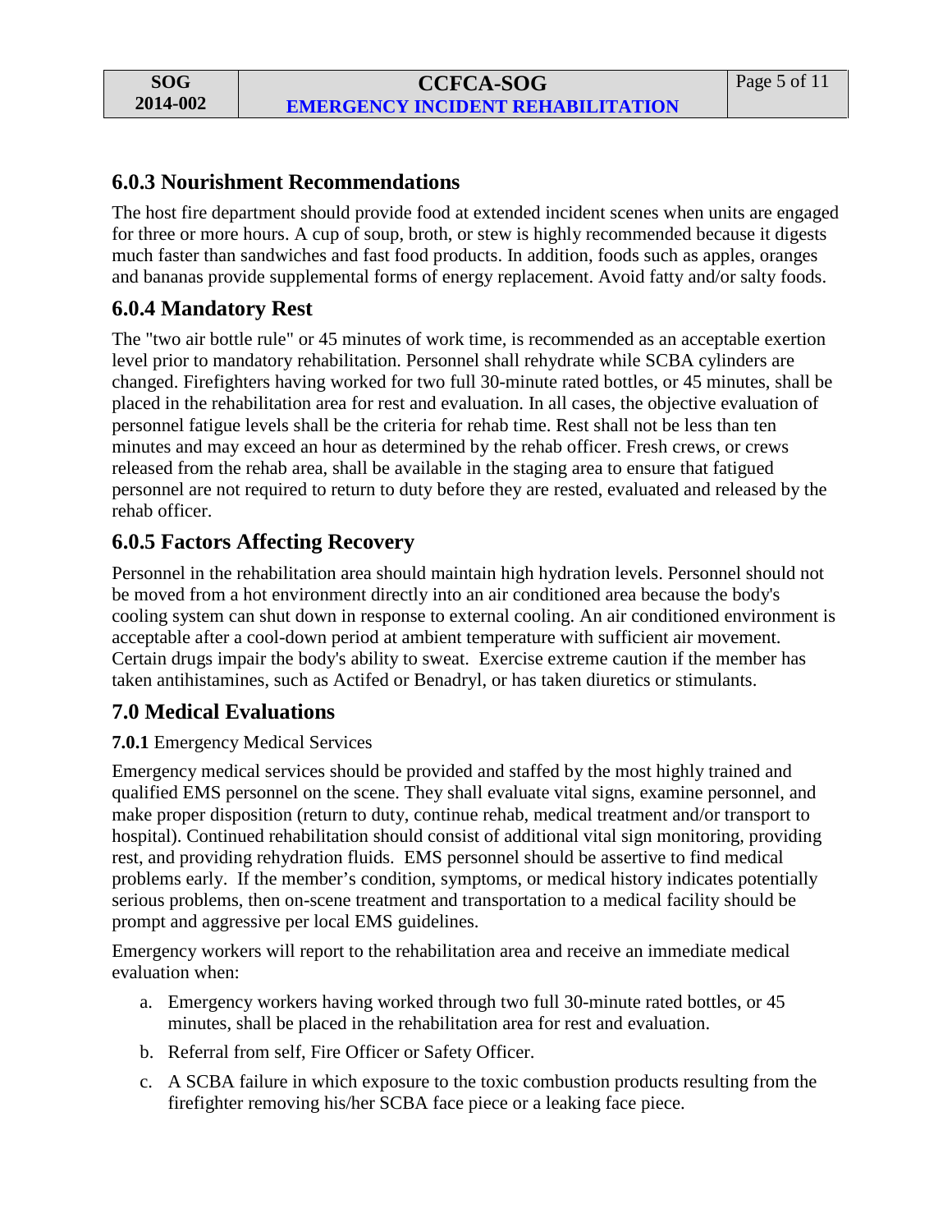### 6.0.3 Nourishment Recommendations

The host fire department should provide food at extended incident scenes when units are engaged for three or more hours. A cup of soup, broth, or stew is highly recommended because it digests much faster than sandwiches and fast food products. In addition, foods such as apples, oranges and bananas provide supplemental forms of energy replacement. Avoid fatty and/or salty foods.

### 6.0.4 Mandatory Rest

The "two air bottle rule" or 45 minutes of work time, is recommended as an acceptable exertion level prior to mandatory rehabilitation. Personnel shall rehydrate while SCBA cylinders are changed. Firefighters having worked for two full 30-minute rated bottles, or 45 minutes, shall be placed in the rehabilitation area for rest and evaluation. In all cases, the objective evaluation of personnel fatigue levels shall be the criteria for rehab time. Rest shall not be less than ten minutes and may exceed an hour as determined by the rehab officer. Fresh crews, or crews released from the rehab area, shall be available in the staging area to ensure that fatigued personnel are not required to return to duty before they are rested, evaluated and released by the rehab officer.

### 6.0.5 Factors Affecting Recovery

Personnel in the rehabilitation area should maintain high hydration levels. Personnel should not be moved from a hot environment directly into an air conditioned area because the body's cooling system can shut down in response to external cooling. An air conditioned environment is acceptable after a cool-down period at ambient temperature with sufficient air movement. Certain drugs impair the body's ability to sweat. Exercise extreme caution if the member has taken antihistamines, such as Actifed or Benadryl, or has taken diuretics or stimulants.

## 7.0 Medical Evaluations

**7.0.1** Emergency Medical Services

Emergency medical services should be provided and staffed by the most highly trained and qualified EMS personnel on the scene. They shall evaluate vital signs, examine personnel, and make proper disposition (return to duty, continue rehab, medical treatment and/or transport to hospital). Continued rehabilitation should consist of additional vital sign monitoring, providing rest, and providing rehydration fluids. EMS personnel should be assertive to find medical problems early. If the member's condition, symptoms, or medical history indicates potentially serious problems, then on-scene treatment and transportation to a medical facility should be prompt and aggressive per local EMS guidelines.

Emergency workers will report to the rehabilitation area and receive an immediate medical evaluation when:

a. Emergency workers having worked through two full 30-minute rated bottles, or 45 minutes, shall be placed in the rehabilitation area for rest and evaluation.
b. Referral from self, Fire Officer or Safety Officer.
c. A SCBA failure in which exposure to the toxic combustion products resulting from the firefighter removing his/her SCBA face piece or a leaking face piece.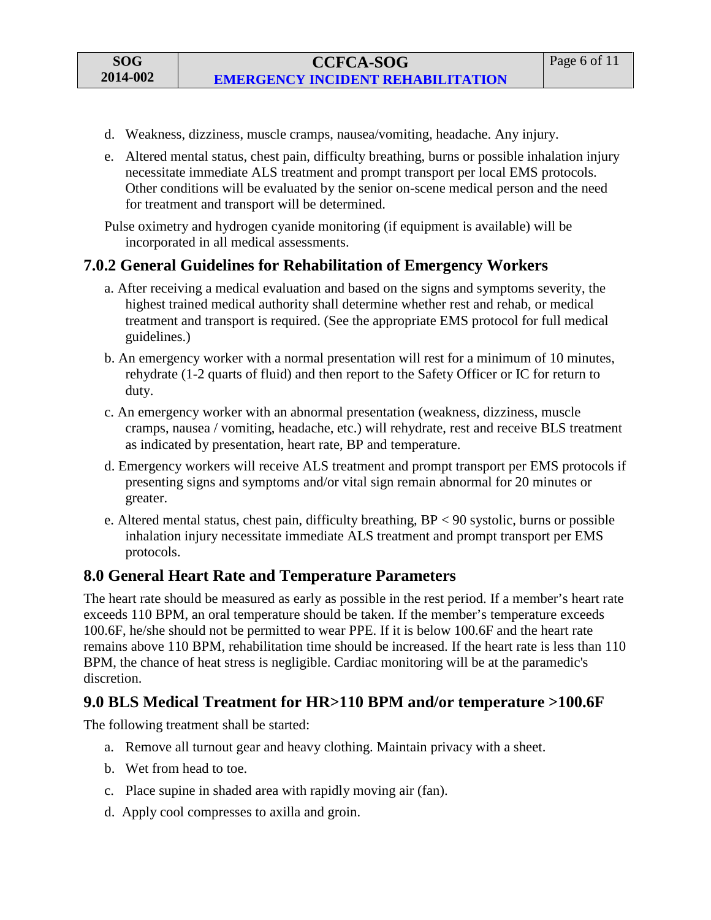d. Weakness, dizziness, muscle cramps, nausea/vomiting, headache. Any injury.

e. Altered mental status, chest pain, difficulty breathing, burns or possible inhalation injury necessitate immediate ALS treatment and prompt transport per local EMS protocols. Other conditions will be evaluated by the senior on-scene medical person and the need for treatment and transport will be determined.

Pulse oximetry and hydrogen cyanide monitoring (if equipment is available) will be incorporated in all medical assessments.

### 7.0.2 General Guidelines for Rehabilitation of Emergency Workers

a. After receiving a medical evaluation and based on the signs and symptoms severity, the highest trained medical authority shall determine whether rest and rehab, or medical treatment and transport is required. (See the appropriate EMS protocol for full medical guidelines.)

b. An emergency worker with a normal presentation will rest for a minimum of 10 minutes, rehydrate (1-2 quarts of fluid) and then report to the Safety Officer or IC for return to duty.

c. An emergency worker with an abnormal presentation (weakness, dizziness, muscle cramps, nausea / vomiting, headache, etc.) will rehydrate, rest and receive BLS treatment as indicated by presentation, heart rate, BP and temperature.

d. Emergency workers will receive ALS treatment and prompt transport per EMS protocols if presenting signs and symptoms and/or vital sign remain abnormal for 20 minutes or greater.

e. Altered mental status, chest pain, difficulty breathing, BP < 90 systolic, burns or possible inhalation injury necessitate immediate ALS treatment and prompt transport per EMS protocols.

## 8.0 General Heart Rate and Temperature Parameters

The heart rate should be measured as early as possible in the rest period. If a member's heart rate exceeds 110 BPM, an oral temperature should be taken. If the member's temperature exceeds 100.6F, he/she should not be permitted to wear PPE. If it is below 100.6F and the heart rate remains above 110 BPM, rehabilitation time should be increased. If the heart rate is less than 110 BPM, the chance of heat stress is negligible. Cardiac monitoring will be at the paramedic's discretion.

## 9.0 BLS Medical Treatment for HR>110 BPM and/or temperature >100.6F

The following treatment shall be started:

a. Remove all turnout gear and heavy clothing. Maintain privacy with a sheet.

b. Wet from head to toe.

c. Place supine in shaded area with rapidly moving air (fan).

d. Apply cool compresses to axilla and groin.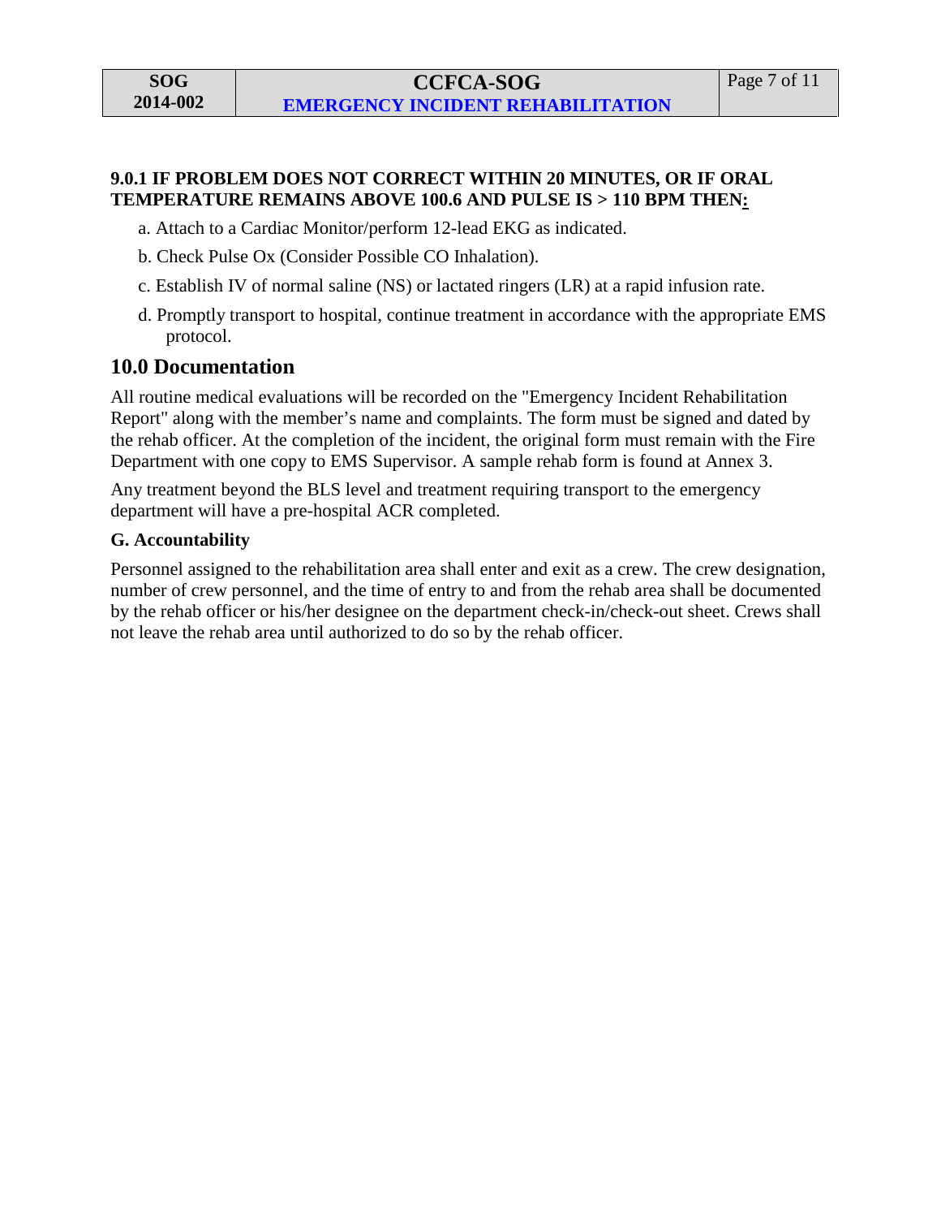**9.0.1 IF PROBLEM DOES NOT CORRECT WITHIN 20 MINUTES, OR IF ORAL TEMPERATURE REMAINS ABOVE 100.6 AND PULSE IS > 110 BPM THEN:**

a. Attach to a Cardiac Monitor/perform 12-lead EKG as indicated.

b. Check Pulse Ox (Consider Possible CO Inhalation).

c. Establish IV of normal saline (NS) or lactated ringers (LR) at a rapid infusion rate.

d. Promptly transport to hospital, continue treatment in accordance with the appropriate EMS protocol.

## 10.0 Documentation

All routine medical evaluations will be recorded on the "Emergency Incident Rehabilitation Report" along with the member's name and complaints. The form must be signed and dated by the rehab officer. At the completion of the incident, the original form must remain with the Fire Department with one copy to EMS Supervisor. A sample rehab form is found at Annex 3.

Any treatment beyond the BLS level and treatment requiring transport to the emergency department will have a pre-hospital ACR completed.

**G. Accountability**

Personnel assigned to the rehabilitation area shall enter and exit as a crew. The crew designation, number of crew personnel, and the time of entry to and from the rehab area shall be documented by the rehab officer or his/her designee on the department check-in/check-out sheet. Crews shall not leave the rehab area until authorized to do so by the rehab officer.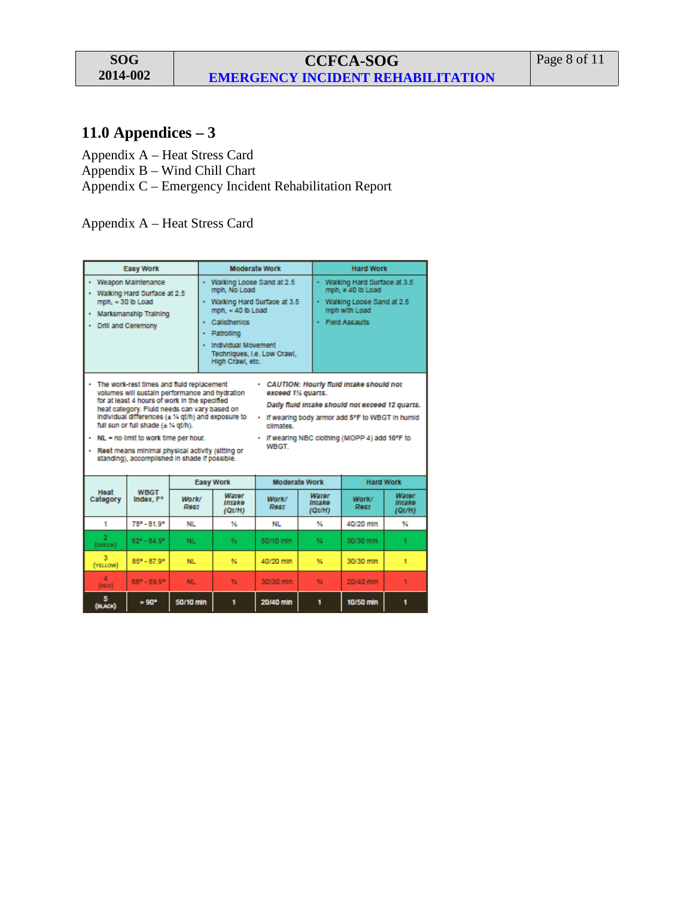## 11.0 Appendices – 3

Appendix A – Heat Stress Card
Appendix B – Wind Chill Chart
Appendix C – Emergency Incident Rehabilitation Report

Appendix A – Heat Stress Card

| Easy Work | Moderate Work | Hard Work |
|---|---|---|
| • Weapon Maintenance<br>• Walking Hard Surface at 2.5 mph, < 30 lb Load<br>• Marksmanship Training<br>• Drill and Ceremony | • Walking Loose Sand at 2.5 mph, No Load<br>• Walking Hard Surface at 3.5 mph, < 40 lb Load<br>• Calisthenics<br>• Patrolling<br>• Individual Movement Techniques, i.e. Low Crawl, High Crawl, etc. | • Walking Hard Surface at 3.5 mph, ≥ 40 lb Load<br>• Walking Loose Sand at 2.5 mph with Load<br>• Field Assaults |

- The work-rest times and fluid replacement volumes will sustain performance and hydration for at least 4 hours of work in the specified heat category. Fluid needs can vary based on individual differences (± ¼ qt/h) and exposure to full sun or full shade (± ¼ qt/h).
- NL = no limit to work time per hour.
- Rest means minimal physical activity (sitting or standing), accomplished in shade if possible.
- *CAUTION: Hourly fluid intake should not exceed 1½ quarts.*
  *Daily fluid intake should not exceed 12 quarts.*
- If wearing body armor add 5°F to WBGT in humid climates.
- If wearing NBC clothing (MOPP 4) add 10°F to WBGT.

| Heat Category | WBGT Index, F° | Easy Work | | Moderate Work | | Hard Work | |
|---|---|---|---|---|---|---|---|
| | | *Work/ Rest* | *Water Intake (Qt/H)* | *Work/ Rest* | *Water Intake (Qt/H)* | *Work/ Rest* | *Water Intake (Qt/H)* |
| 1 | 78° - 81.9° | NL | ½ | NL | ¾ | 40/20 min | ¾ |
| 2 (GREEN) | 82° - 84.9° | NL | ½ | 50/10 min | ¾ | 30/30 min | 1 |
| 3 (YELLOW) | 85° - 87.9° | NL | ¾ | 40/20 min | ¾ | 30/30 min | 1 |
| 4 (RED) | 88° - 89.9° | NL | ¾ | 30/30 min | ¾ | 20/40 min | 1 |
| 5 (BLACK) | > 90° | 50/10 min | 1 | 20/40 min | 1 | 10/50 min | 1 |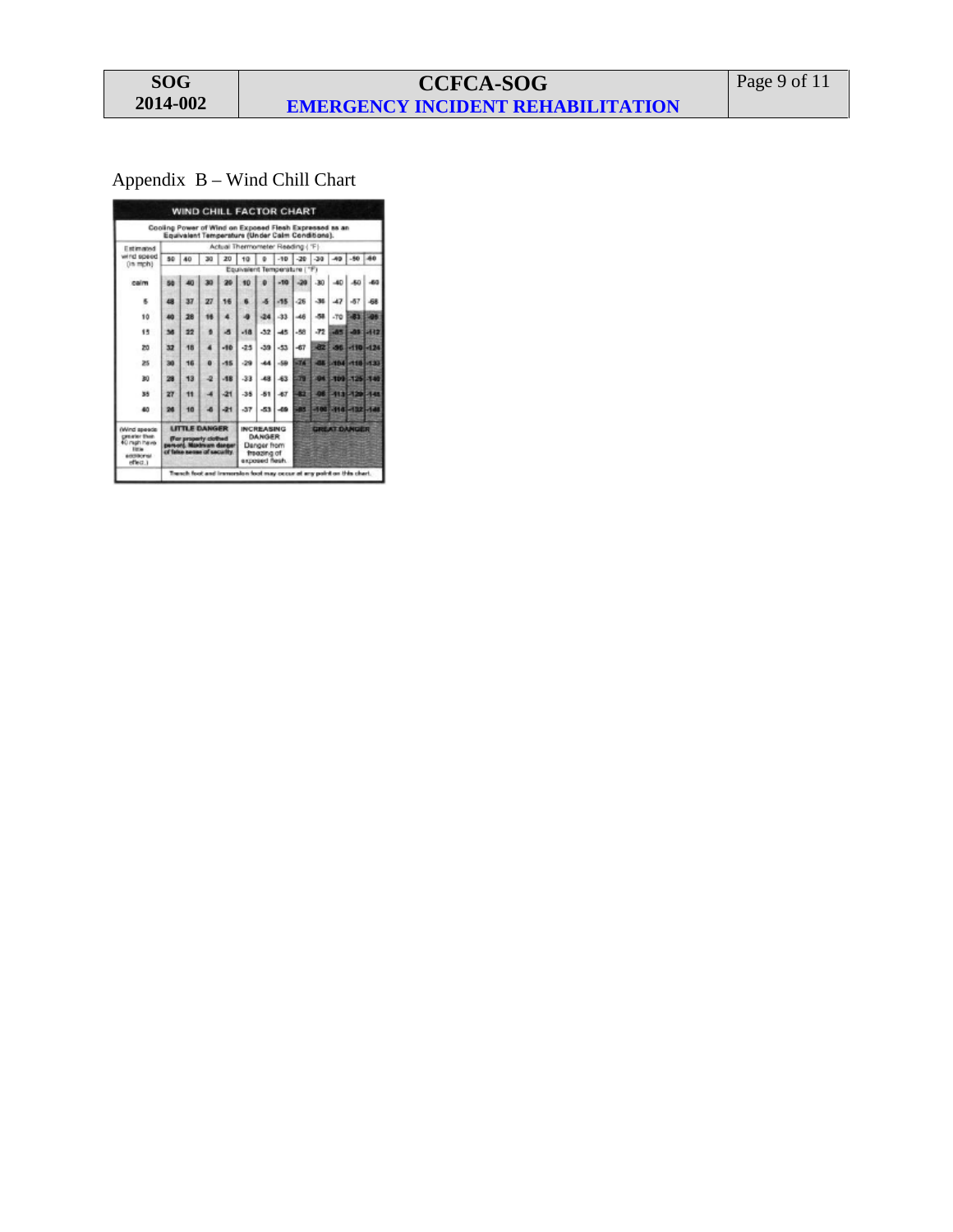Appendix B – Wind Chill Chart

**WIND CHILL FACTOR CHART**

Cooling Power of Wind on Exposed Flesh Expressed as an Equivalent Temperature (Under Calm Conditions).

| Estimated wind speed (in mph) | Actual Thermometer Reading (°F) | | | | | | | | | | | |
|---|---|---|---|---|---|---|---|---|---|---|---|---|
| | 50 | 40 | 30 | 20 | 10 | 0 | -10 | -20 | -30 | -40 | -50 | -60 |
| | Equivalent Temperature (°F) | | | | | | | | | | | |
| calm | 50 | 40 | 30 | 20 | 10 | 0 | -10 | -20 | -30 | -40 | -50 | -60 |
| 5 | 48 | 37 | 27 | 16 | 6 | -5 | -15 | -26 | -36 | -47 | -57 | -68 |
| 10 | 40 | 28 | 16 | 4 | -9 | -24 | -33 | -46 | -58 | -70 | -83 | -95 |
| 15 | 36 | 22 | 9 | -5 | -18 | -32 | -45 | -58 | -72 | -85 | -99 | -112 |
| 20 | 32 | 18 | 4 | -10 | -25 | -39 | -53 | -67 | -82 | -96 | -110 | -124 |
| 25 | 30 | 16 | 0 | -15 | -29 | -44 | -59 | -74 | -88 | -104 | -118 | -133 |
| 30 | 28 | 13 | -2 | -18 | -33 | -48 | -63 | -79 | -94 | -109 | -125 | -140 |
| 35 | 27 | 11 | -4 | -21 | -35 | -51 | -67 | -82 | -98 | -113 | -129 | -145 |
| 40 | 26 | 10 | -6 | -21 | -37 | -53 | -69 | -85 | -100 | -116 | -132 | -148 |
| (Wind speeds greater than 40 mph have little additional effect.) | LITTLE DANGER (For properly clothed person). Maximum danger of false sense of security. | | | | INCREASING DANGER Danger from freezing of exposed flesh. | | | GREAT DANGER | | | | |
| | Trench foot and immersion foot may occur at any point on this chart. | | | | | | | | | | | |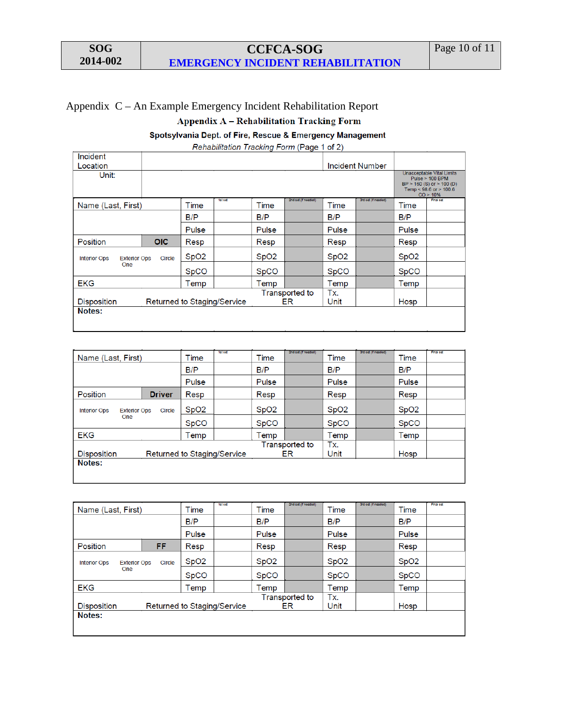Appendix C – An Example Emergency Incident Rehabilitation Report

### Appendix A – Rehabilitation Tracking Form

**Spotsylvania Dept. of Fire, Rescue & Emergency Management**

*Rehabilitation Tracking Form* (Page 1 of 2)

| Incident Location | | Incident Number | |
|---|---|---|---|
| Unit: | | | Unacceptable Vital Limits<br>Pulse > 100 BPM<br>BP > 160 (S) or > 100 (D)<br>Temp < 98.6 or > 100.6<br>CO > 10% |

| Name (Last, First) | | Time | 1st set | Time | 2nd set (if needed) | Time | 3rd set (if needed) | Time | Final set |
|---|---|---|---|---|---|---|---|---|---|
| | | B/P | | B/P | | B/P | | B/P | |
| | | Pulse | | Pulse | | Pulse | | Pulse | |
| Position | **OIC** | Resp | | Resp | | Resp | | Resp | |
| Interior Ops / Exterior Ops / Circle One | | SpO2 | | SpO2 | | SpO2 | | SpO2 | |
| | | SpCO | | SpCO | | SpCO | | SpCO | |
| EKG | | Temp | | Temp | | Temp | | Temp | |
| Disposition | Returned to Staging/Service | | | Transported to ER | | Tx. Unit | | Hosp | |
| **Notes:** | | | | | | | | | |

| Name (Last, First) | | Time | 1st set | Time | 2nd set (if needed) | Time | 3rd set (if needed) | Time | Final set |
|---|---|---|---|---|---|---|---|---|---|
| | | B/P | | B/P | | B/P | | B/P | |
| | | Pulse | | Pulse | | Pulse | | Pulse | |
| Position | **Driver** | Resp | | Resp | | Resp | | Resp | |
| Interior Ops / Exterior Ops / Circle One | | SpO2 | | SpO2 | | SpO2 | | SpO2 | |
| | | SpCO | | SpCO | | SpCO | | SpCO | |
| EKG | | Temp | | Temp | | Temp | | Temp | |
| Disposition | Returned to Staging/Service | | | Transported to ER | | Tx. Unit | | Hosp | |
| **Notes:** | | | | | | | | | |

| Name (Last, First) | | Time | 1st set | Time | 2nd set (if needed) | Time | 3rd set (if needed) | Time | Final set |
|---|---|---|---|---|---|---|---|---|---|
| | | B/P | | B/P | | B/P | | B/P | |
| | | Pulse | | Pulse | | Pulse | | Pulse | |
| Position | **FF** | Resp | | Resp | | Resp | | Resp | |
| Interior Ops / Exterior Ops / Circle One | | SpO2 | | SpO2 | | SpO2 | | SpO2 | |
| | | SpCO | | SpCO | | SpCO | | SpCO | |
| EKG | | Temp | | Temp | | Temp | | Temp | |
| Disposition | Returned to Staging/Service | | | Transported to ER | | Tx. Unit | | Hosp | |
| **Notes:** | | | | | | | | | |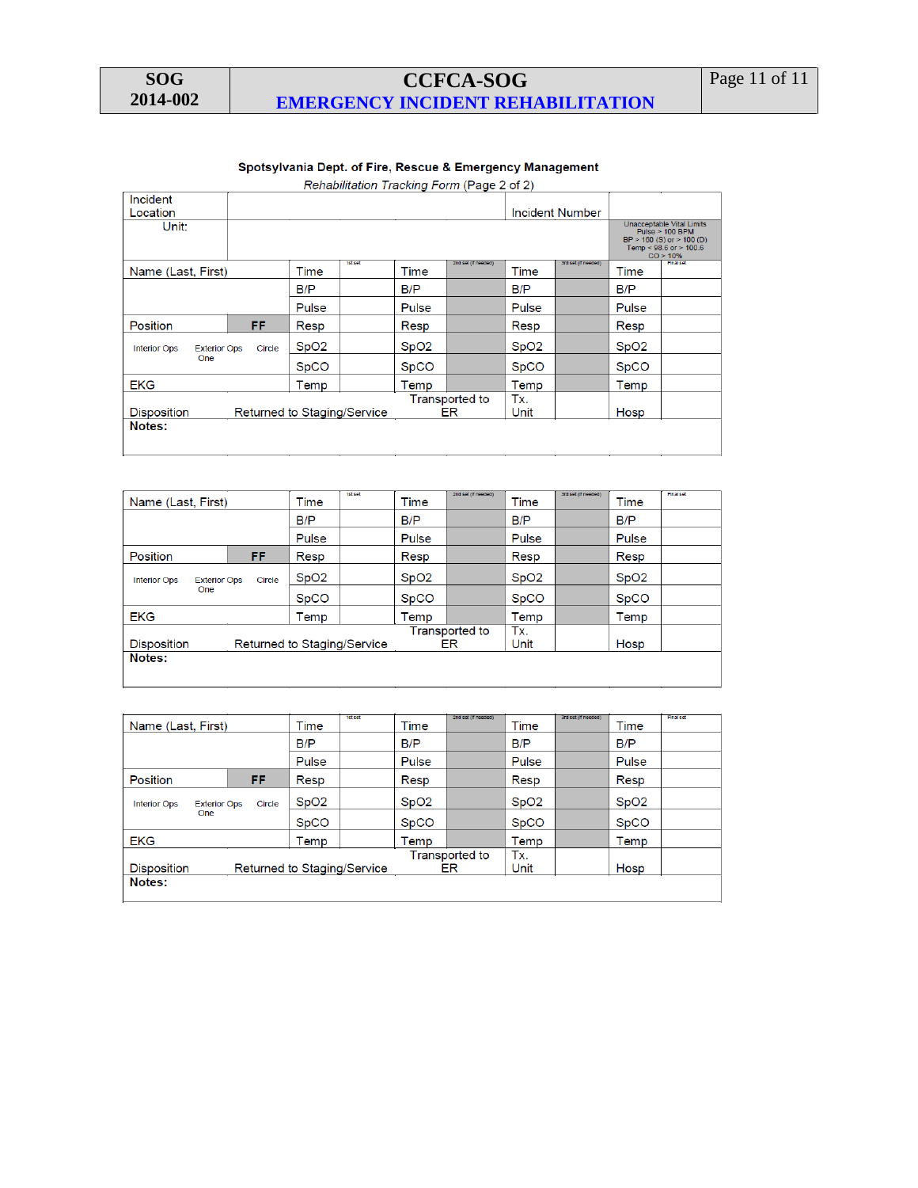**Spotsylvania Dept. of Fire, Rescue & Emergency Management**

*Rehabilitation Tracking Form* (Page 2 of 2)

| | | | | | | | |
|---|---|---|---|---|---|---|---|
| Incident Location | | | | Incident Number | | | |
| Unit: | | | | | | Unacceptable Vital Limits<br>Pulse > 100 BPM<br>BP > 160 (S) or > 100 (D)<br>Temp < 98.6 or > 100.6<br>CO > 10% | |

| | | | 1st set | | 2nd set (if needed) | | 3rd set (if needed) | | Final set |
|---|---|---|---|---|---|---|---|---|---|
| Name (Last, First) | | Time | | Time | | Time | | Time | |
| | | B/P | | B/P | | B/P | | B/P | |
| | | Pulse | | Pulse | | Pulse | | Pulse | |
| Position | FF | Resp | | Resp | | Resp | | Resp | |
| Interior Ops Exterior Ops Circle One | | SpO2 | | SpO2 | | SpO2 | | SpO2 | |
| | | SpCO | | SpCO | | SpCO | | SpCO | |
| EKG | | Temp | | Temp | | Temp | | Temp | |
| Disposition | Returned to Staging/Service | | | Transported to ER | | Tx. Unit | | Hosp | |
| **Notes:** | | | | | | | | | |

| | | | 1st set | | 2nd set (if needed) | | 3rd set (if needed) | | Final set |
|---|---|---|---|---|---|---|---|---|---|
| Name (Last, First) | | Time | | Time | | Time | | Time | |
| | | B/P | | B/P | | B/P | | B/P | |
| | | Pulse | | Pulse | | Pulse | | Pulse | |
| Position | FF | Resp | | Resp | | Resp | | Resp | |
| Interior Ops Exterior Ops Circle One | | SpO2 | | SpO2 | | SpO2 | | SpO2 | |
| | | SpCO | | SpCO | | SpCO | | SpCO | |
| EKG | | Temp | | Temp | | Temp | | Temp | |
| Disposition | Returned to Staging/Service | | | Transported to ER | | Tx. Unit | | Hosp | |
| **Notes:** | | | | | | | | | |

| | | | 1st set | | 2nd set (if needed) | | 3rd set (if needed) | | Final set |
|---|---|---|---|---|---|---|---|---|---|
| Name (Last, First) | | Time | | Time | | Time | | Time | |
| | | B/P | | B/P | | B/P | | B/P | |
| | | Pulse | | Pulse | | Pulse | | Pulse | |
| Position | FF | Resp | | Resp | | Resp | | Resp | |
| Interior Ops Exterior Ops Circle One | | SpO2 | | SpO2 | | SpO2 | | SpO2 | |
| | | SpCO | | SpCO | | SpCO | | SpCO | |
| EKG | | Temp | | Temp | | Temp | | Temp | |
| Disposition | Returned to Staging/Service | | | Transported to ER | | Tx. Unit | | Hosp | |
| **Notes:** | | | | | | | | | |